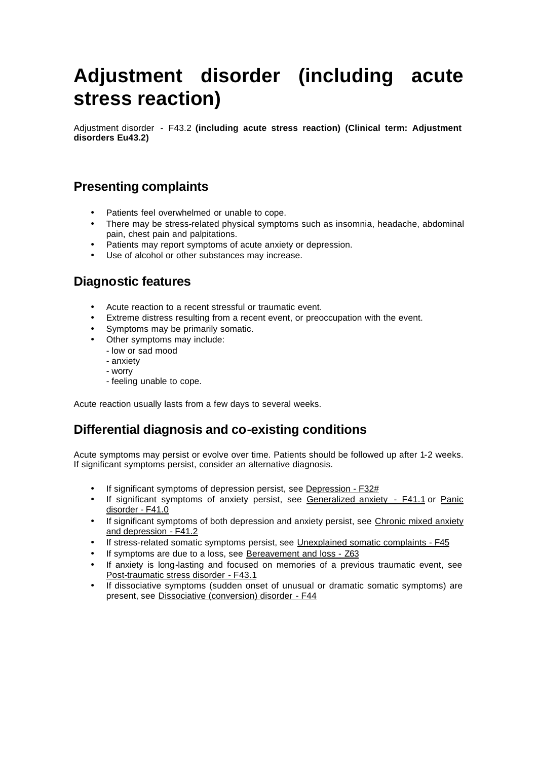# Adjustment disorder (including acute stress reaction)

Adjustment disorder - F43.2 **(including acute stress reaction) (Clinical term: Adjustment disorders Eu43.2)**

## Presenting complaints

- Patients feel overwhelmed or unable to cope.
- There may be stress-related physical symptoms such as insomnia, headache, abdominal pain, chest pain and palpitations.
- Patients may report symptoms of acute anxiety or depression.
- Use of alcohol or other substances may increase.

## Diagnostic features

- Acute reaction to a recent stressful or traumatic event.
- Extreme distress resulting from a recent event, or preoccupation with the event.
- Symptoms may be primarily somatic.
- Other symptoms may include:
  - low or sad mood
  - anxiety
  - worry
  - feeling unable to cope.

Acute reaction usually lasts from a few days to several weeks.

## Differential diagnosis and co-existing conditions

Acute symptoms may persist or evolve over time. Patients should be followed up after 1-2 weeks. If significant symptoms persist, consider an alternative diagnosis.

- If significant symptoms of depression persist, see Depression - F32#
- If significant symptoms of anxiety persist, see Generalized anxiety - F41.1 or Panic disorder - F41.0
- If significant symptoms of both depression and anxiety persist, see Chronic mixed anxiety and depression - F41.2
- If stress-related somatic symptoms persist, see Unexplained somatic complaints - F45
- If symptoms are due to a loss, see Bereavement and loss - Z63
- If anxiety is long-lasting and focused on memories of a previous traumatic event, see Post-traumatic stress disorder - F43.1
- If dissociative symptoms (sudden onset of unusual or dramatic somatic symptoms) are present, see Dissociative (conversion) disorder - F44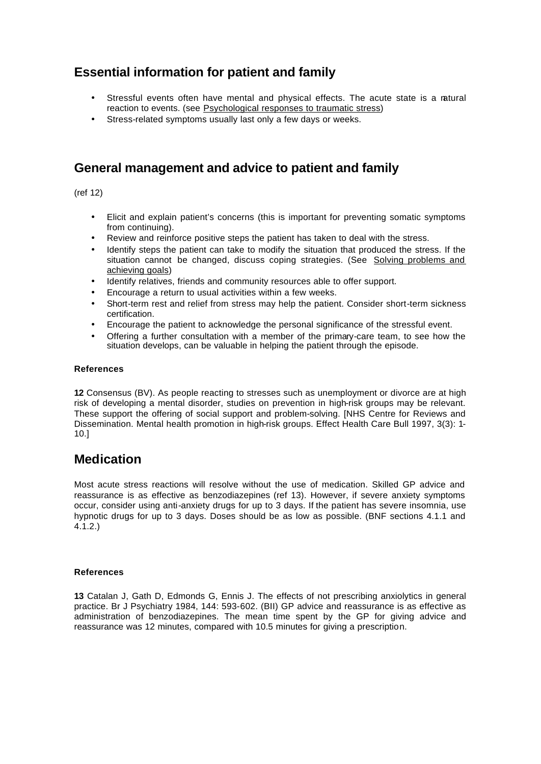## Essential information for patient and family

- Stressful events often have mental and physical effects. The acute state is a natural reaction to events. (see Psychological responses to traumatic stress)
- Stress-related symptoms usually last only a few days or weeks.

## General management and advice to patient and family

(ref 12)

- Elicit and explain patient's concerns (this is important for preventing somatic symptoms from continuing).
- Review and reinforce positive steps the patient has taken to deal with the stress.
- Identify steps the patient can take to modify the situation that produced the stress. If the situation cannot be changed, discuss coping strategies. (See Solving problems and achieving goals)
- Identify relatives, friends and community resources able to offer support.
- Encourage a return to usual activities within a few weeks.
- Short-term rest and relief from stress may help the patient. Consider short-term sickness certification.
- Encourage the patient to acknowledge the personal significance of the stressful event.
- Offering a further consultation with a member of the primary-care team, to see how the situation develops, can be valuable in helping the patient through the episode.

#### References

**12** Consensus (BV). As people reacting to stresses such as unemployment or divorce are at high risk of developing a mental disorder, studies on prevention in high-risk groups may be relevant. These support the offering of social support and problem-solving. [NHS Centre for Reviews and Dissemination. Mental health promotion in high-risk groups. Effect Health Care Bull 1997, 3(3): 1-10.]

## Medication

Most acute stress reactions will resolve without the use of medication. Skilled GP advice and reassurance is as effective as benzodiazepines (ref 13). However, if severe anxiety symptoms occur, consider using anti-anxiety drugs for up to 3 days. If the patient has severe insomnia, use hypnotic drugs for up to 3 days. Doses should be as low as possible. (BNF sections 4.1.1 and 4.1.2.)

#### References

**13** Catalan J, Gath D, Edmonds G, Ennis J. The effects of not prescribing anxiolytics in general practice. Br J Psychiatry 1984, 144: 593-602. (BII) GP advice and reassurance is as effective as administration of benzodiazepines. The mean time spent by the GP for giving advice and reassurance was 12 minutes, compared with 10.5 minutes for giving a prescription.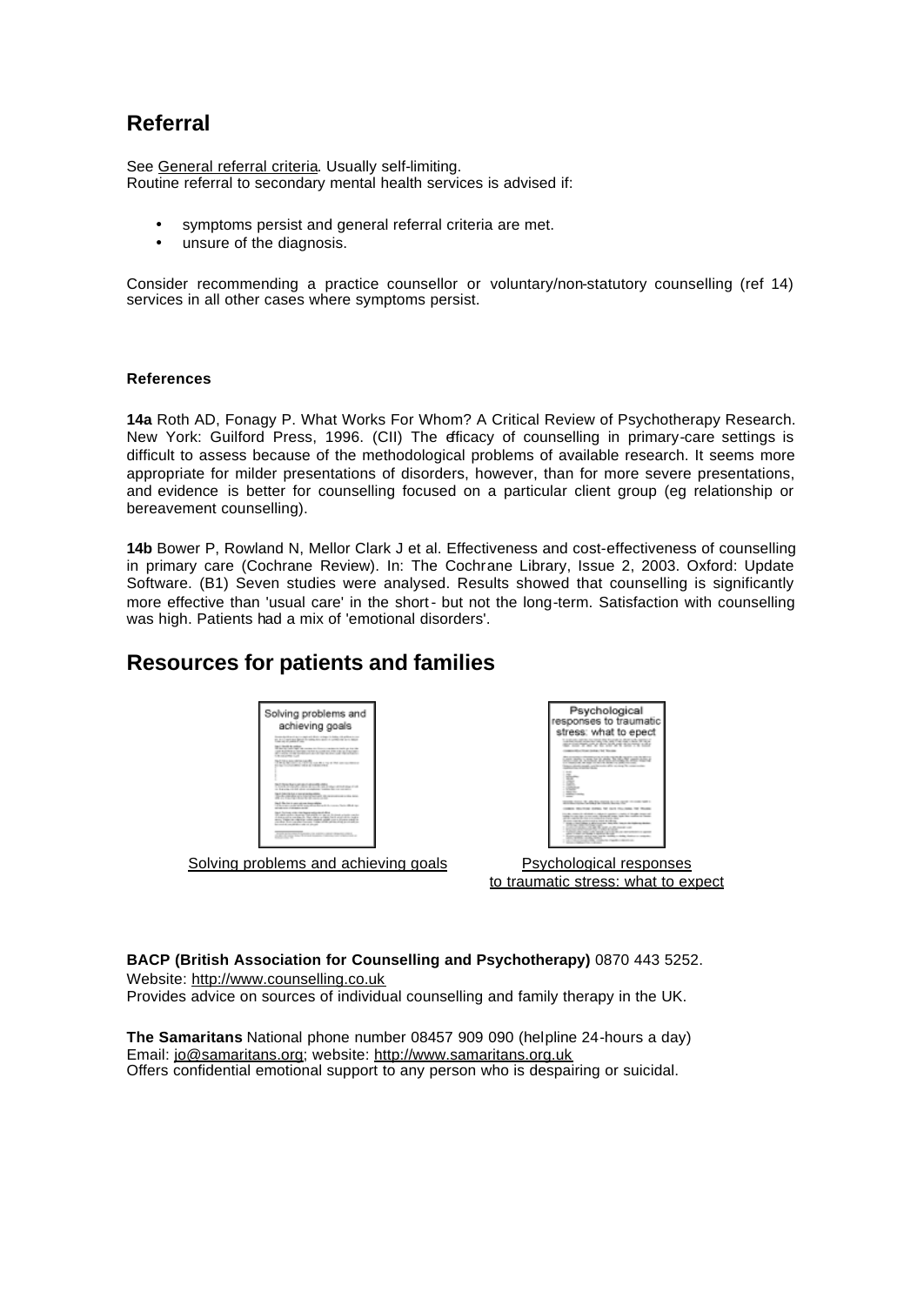## Referral

See General referral criteria. Usually self-limiting.
Routine referral to secondary mental health services is advised if:

- symptoms persist and general referral criteria are met.
- unsure of the diagnosis.

Consider recommending a practice counsellor or voluntary/non-statutory counselling (ref 14) services in all other cases where symptoms persist.

#### References

**14a** Roth AD, Fonagy P. What Works For Whom? A Critical Review of Psychotherapy Research. New York: Guilford Press, 1996. (CII) The efficacy of counselling in primary-care settings is difficult to assess because of the methodological problems of available research. It seems more appropriate for milder presentations of disorders, however, than for more severe presentations, and evidence is better for counselling focused on a particular client group (eg relationship or bereavement counselling).

**14b** Bower P, Rowland N, Mellor Clark J et al. Effectiveness and cost-effectiveness of counselling in primary care (Cochrane Review). In: The Cochrane Library, Issue 2, 2003. Oxford: Update Software. (B1) Seven studies were analysed. Results showed that counselling is significantly more effective than 'usual care' in the short- but not the long-term. Satisfaction with counselling was high. Patients had a mix of 'emotional disorders'.

## Resources for patients and families

Solving problems and achieving goals

Psychological responses to traumatic stress: what to expect

**BACP (British Association for Counselling and Psychotherapy)** 0870 443 5252.
Website: http://www.counselling.co.uk
Provides advice on sources of individual counselling and family therapy in the UK.

**The Samaritans** National phone number 08457 909 090 (helpline 24-hours a day)
Email: jo@samaritans.org; website: http://www.samaritans.org.uk
Offers confidential emotional support to any person who is despairing or suicidal.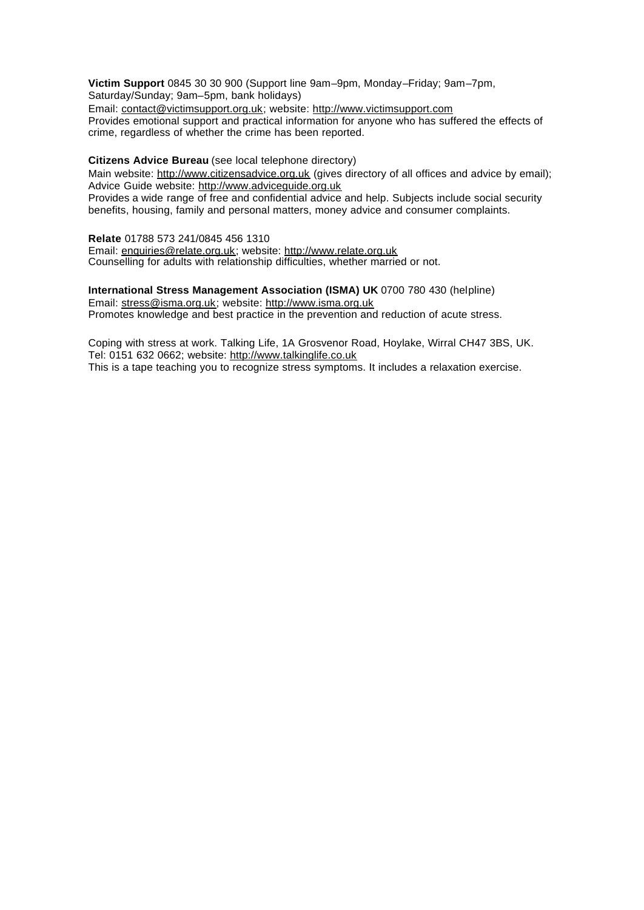**Victim Support** 0845 30 30 900 (Support line 9am–9pm, Monday–Friday; 9am–7pm, Saturday/Sunday; 9am–5pm, bank holidays)
Email: contact@victimsupport.org.uk; website: http://www.victimsupport.com
Provides emotional support and practical information for anyone who has suffered the effects of crime, regardless of whether the crime has been reported.

**Citizens Advice Bureau** (see local telephone directory)
Main website: http://www.citizensadvice.org.uk (gives directory of all offices and advice by email); Advice Guide website: http://www.adviceguide.org.uk
Provides a wide range of free and confidential advice and help. Subjects include social security benefits, housing, family and personal matters, money advice and consumer complaints.

**Relate** 01788 573 241/0845 456 1310
Email: enquiries@relate.org.uk; website: http://www.relate.org.uk
Counselling for adults with relationship difficulties, whether married or not.

**International Stress Management Association (ISMA) UK** 0700 780 430 (helpline)
Email: stress@isma.org.uk; website: http://www.isma.org.uk
Promotes knowledge and best practice in the prevention and reduction of acute stress.

Coping with stress at work. Talking Life, 1A Grosvenor Road, Hoylake, Wirral CH47 3BS, UK.
Tel: 0151 632 0662; website: http://www.talkinglife.co.uk
This is a tape teaching you to recognize stress symptoms. It includes a relaxation exercise.